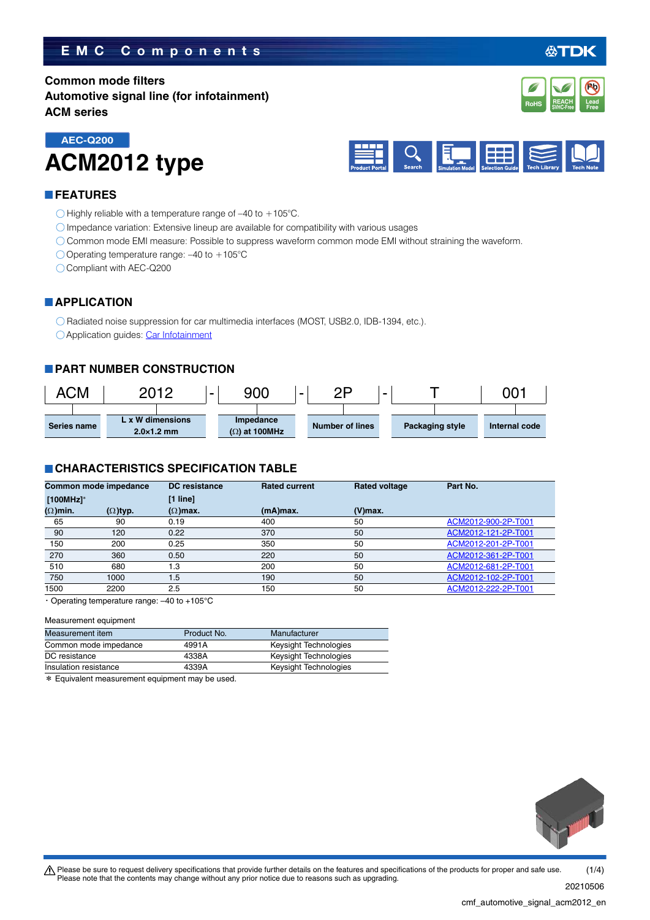EMC Components

Common mode filters
Automotive signal line (for infotainment)
ACM series

AEC-Q200

# ACM2012 type

## FEATURES

- Highly reliable with a temperature range of –40 to +105°C.
- Impedance variation: Extensive lineup are available for compatibility with various usages
- Common mode EMI measure: Possible to suppress waveform common mode EMI without straining the waveform.
- Operating temperature range: –40 to +105°C
- Compliant with AEC-Q200

## APPLICATION

- Radiated noise suppression for car multimedia interfaces (MOST, USB2.0, IDB-1394, etc.).
- Application guides: Car Infotainment

## PART NUMBER CONSTRUCTION

| ACM | 2012 | - | 900 | - | 2P | - | T | 001 |
|---|---|---|---|---|---|---|---|---|
| Series name | L x W dimensions 2.0×1.2 mm | | Impedance (Ω) at 100MHz | | Number of lines | | Packaging style | Internal code |

## CHARACTERISTICS SPECIFICATION TABLE

| Common mode impedance [100MHz]* (Ω)min. | (Ω)typ. | DC resistance [1 line] (Ω)max. | Rated current (mA)max. | Rated voltage (V)max. | Part No. |
|---|---|---|---|---|---|
| 65 | 90 | 0.19 | 400 | 50 | ACM2012-900-2P-T001 |
| 90 | 120 | 0.22 | 370 | 50 | ACM2012-121-2P-T001 |
| 150 | 200 | 0.25 | 350 | 50 | ACM2012-201-2P-T001 |
| 270 | 360 | 0.50 | 220 | 50 | ACM2012-361-2P-T001 |
| 510 | 680 | 1.3 | 200 | 50 | ACM2012-681-2P-T001 |
| 750 | 1000 | 1.5 | 190 | 50 | ACM2012-102-2P-T001 |
| 1500 | 2200 | 2.5 | 150 | 50 | ACM2012-222-2P-T001 |

・Operating temperature range: –40 to +105°C

Measurement equipment

| Measurement item | Product No. | Manufacturer |
|---|---|---|
| Common mode impedance | 4991A | Keysight Technologies |
| DC resistance | 4338A | Keysight Technologies |
| Insulation resistance | 4339A | Keysight Technologies |

* Equivalent measurement equipment may be used.

⚠ Please be sure to request delivery specifications that provide further details on the features and specifications of the products for proper and safe use.
Please note that the contents may change without any prior notice due to reasons such as upgrading.

20210506

cmf_automotive_signal_acm2012_en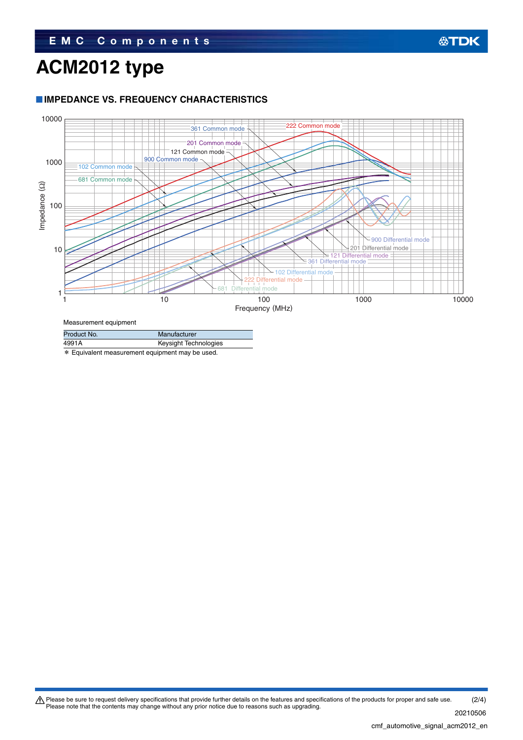# ACM2012 type

## IMPEDANCE VS. FREQUENCY CHARACTERISTICS

Measurement equipment

| Product No. | Manufacturer |
|---|---|
| 4991A | Keysight Technologies |

* Equivalent measurement equipment may be used.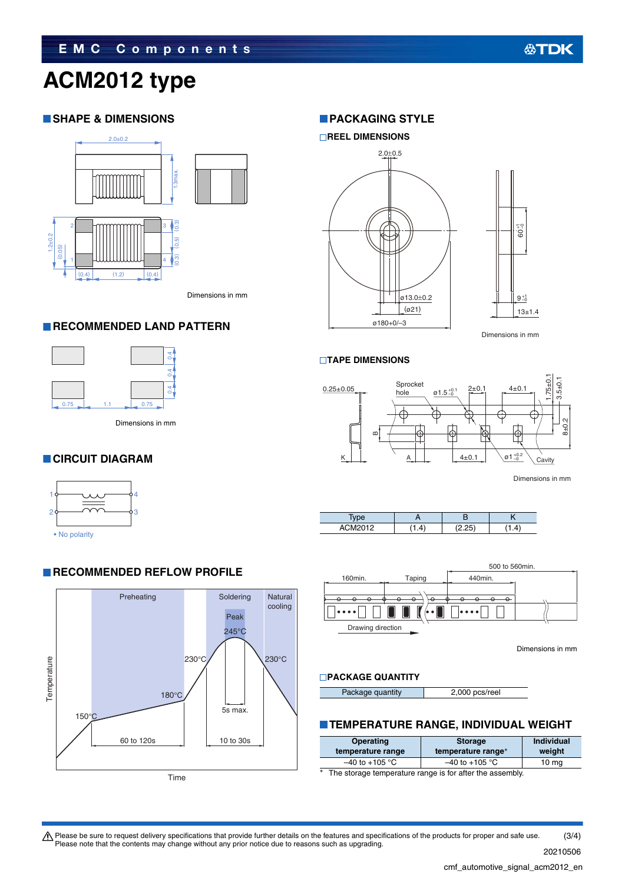# ACM2012 type

## SHAPE & DIMENSIONS

Dimensions in mm

## RECOMMENDED LAND PATTERN

Dimensions in mm

## CIRCUIT DIAGRAM

• No polarity

## RECOMMENDED REFLOW PROFILE

## PACKAGING STYLE

### REEL DIMENSIONS

Dimensions in mm

### TAPE DIMENSIONS

Dimensions in mm

| Type | A | B | K |
|---|---|---|---|
| ACM2012 | (1.4) | (2.25) | (1.4) |

Dimensions in mm

### PACKAGE QUANTITY

| Package quantity | 2,000 pcs/reel |
|---|---|

## TEMPERATURE RANGE, INDIVIDUAL WEIGHT

| Operating temperature range | Storage temperature range* | Individual weight |
|---|---|---|
| –40 to +105 °C | –40 to +105 °C | 10 mg |

\* The storage temperature range is for after the assembly.

⚠ Please be sure to request delivery specifications that provide further details on the features and specifications of the products for proper and safe use.
Please note that the contents may change without any prior notice due to reasons such as upgrading.

20210506

cmf_automotive_signal_acm2012_en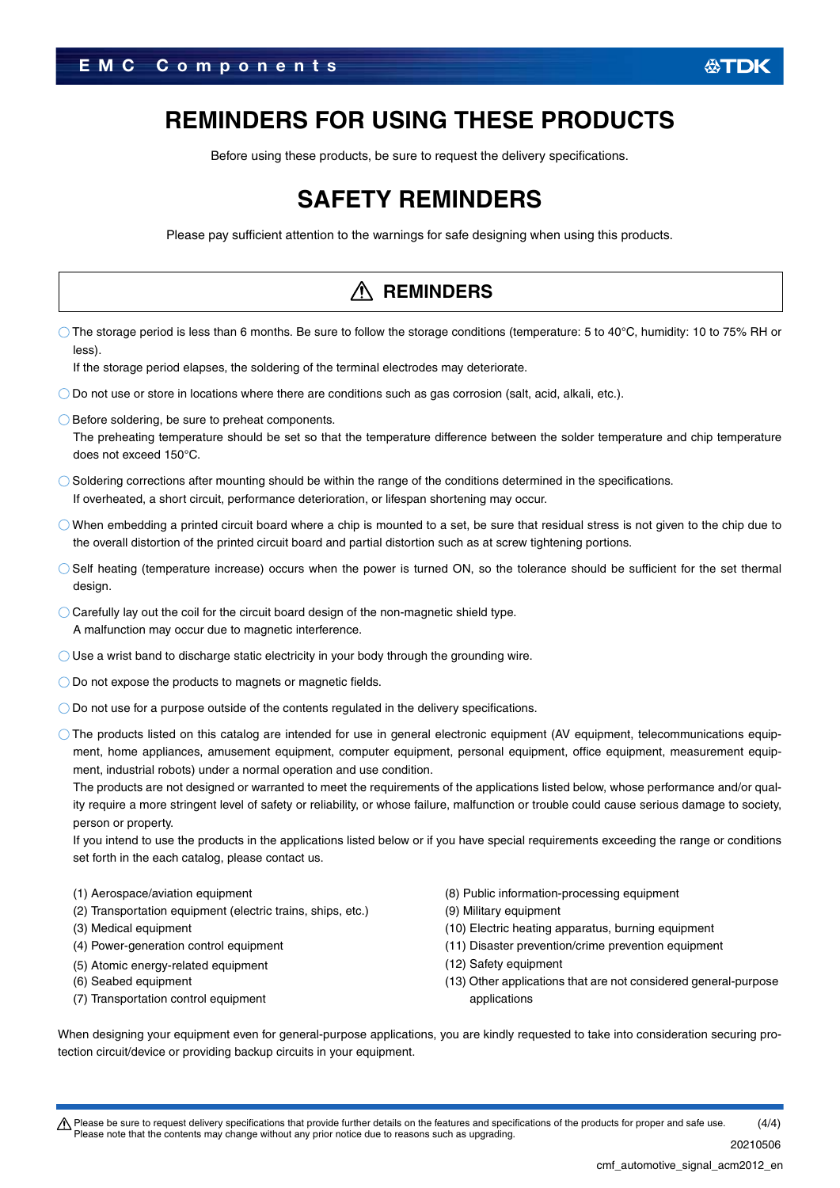# REMINDERS FOR USING THESE PRODUCTS

Before using these products, be sure to request the delivery specifications.

# SAFETY REMINDERS

Please pay sufficient attention to the warnings for safe designing when using this products.

## ⚠ REMINDERS

- The storage period is less than 6 months. Be sure to follow the storage conditions (temperature: 5 to 40°C, humidity: 10 to 75% RH or less).
  If the storage period elapses, the soldering of the terminal electrodes may deteriorate.
- Do not use or store in locations where there are conditions such as gas corrosion (salt, acid, alkali, etc.).
- Before soldering, be sure to preheat components.
  The preheating temperature should be set so that the temperature difference between the solder temperature and chip temperature does not exceed 150°C.
- Soldering corrections after mounting should be within the range of the conditions determined in the specifications.
  If overheated, a short circuit, performance deterioration, or lifespan shortening may occur.
- When embedding a printed circuit board where a chip is mounted to a set, be sure that residual stress is not given to the chip due to the overall distortion of the printed circuit board and partial distortion such as at screw tightening portions.
- Self heating (temperature increase) occurs when the power is turned ON, so the tolerance should be sufficient for the set thermal design.
- Carefully lay out the coil for the circuit board design of the non-magnetic shield type.
  A malfunction may occur due to magnetic interference.
- Use a wrist band to discharge static electricity in your body through the grounding wire.
- Do not expose the products to magnets or magnetic fields.
- Do not use for a purpose outside of the contents regulated in the delivery specifications.
- The products listed on this catalog are intended for use in general electronic equipment (AV equipment, telecommunications equipment, home appliances, amusement equipment, computer equipment, personal equipment, office equipment, measurement equipment, industrial robots) under a normal operation and use condition.
  The products are not designed or warranted to meet the requirements of the applications listed below, whose performance and/or quality require a more stringent level of safety or reliability, or whose failure, malfunction or trouble could cause serious damage to society, person or property.
  If you intend to use the products in the applications listed below or if you have special requirements exceeding the range or conditions set forth in the each catalog, please contact us.

(1) Aerospace/aviation equipment
(2) Transportation equipment (electric trains, ships, etc.)
(3) Medical equipment
(4) Power-generation control equipment
(5) Atomic energy-related equipment
(6) Seabed equipment
(7) Transportation control equipment
(8) Public information-processing equipment
(9) Military equipment
(10) Electric heating apparatus, burning equipment
(11) Disaster prevention/crime prevention equipment
(12) Safety equipment
(13) Other applications that are not considered general-purpose applications

When designing your equipment even for general-purpose applications, you are kindly requested to take into consideration securing protection circuit/device or providing backup circuits in your equipment.

⚠ Please be sure to request delivery specifications that provide further details on the features and specifications of the products for proper and safe use.
Please note that the contents may change without any prior notice due to reasons such as upgrading.

20210506

cmf_automotive_signal_acm2012_en